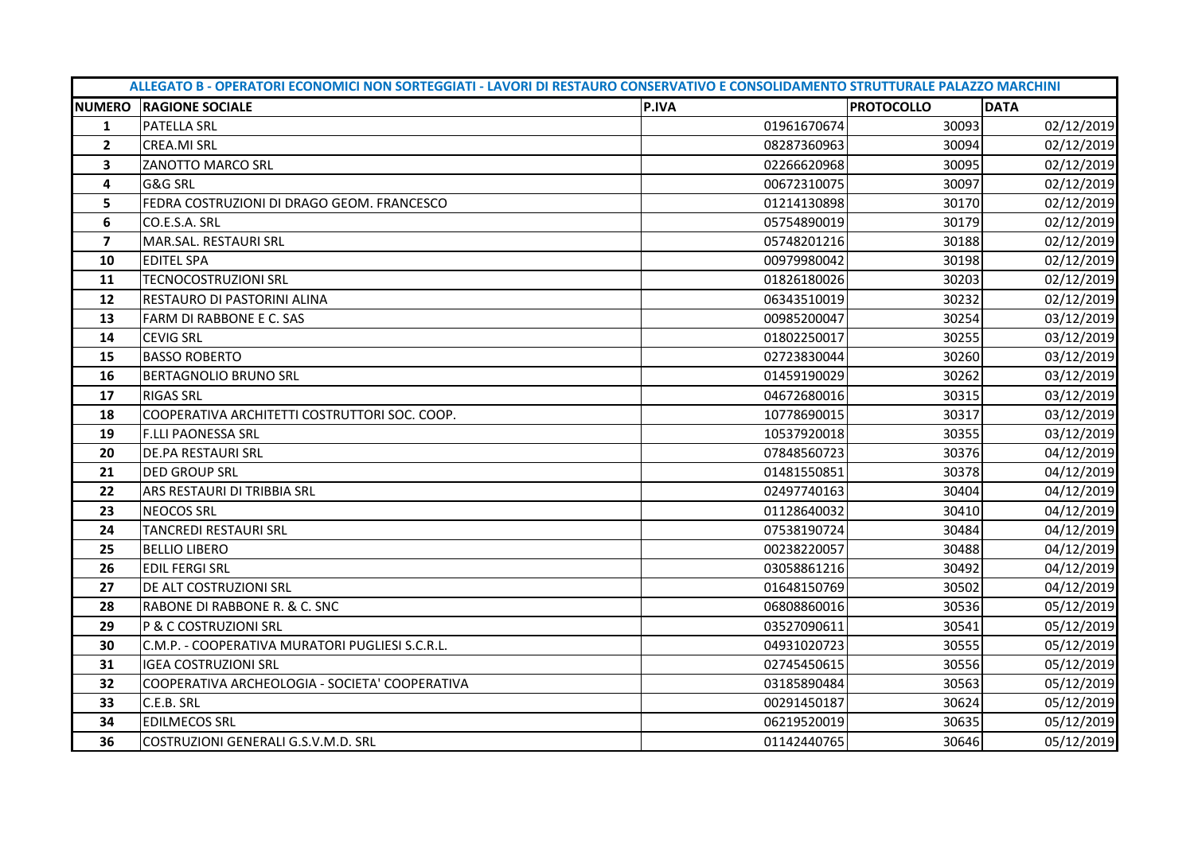| ALLEGATO B - OPERATORI ECONOMICI NON SORTEGGIATI - LAVORI DI RESTAURO CONSERVATIVO E CONSOLIDAMENTO STRUTTURALE PALAZZO MARCHINI | | | | |
|---|---|---|---|---|
| **NUMERO** | **RAGIONE SOCIALE** | **P.IVA** | **PROTOCOLLO** | **DATA** |
| **1** | PATELLA SRL | 01961670674 | 30093 | 02/12/2019 |
| **2** | CREA.MI SRL | 08287360963 | 30094 | 02/12/2019 |
| **3** | ZANOTTO MARCO SRL | 02266620968 | 30095 | 02/12/2019 |
| **4** | G&G SRL | 00672310075 | 30097 | 02/12/2019 |
| **5** | FEDRA COSTRUZIONI DI DRAGO GEOM. FRANCESCO | 01214130898 | 30170 | 02/12/2019 |
| **6** | CO.E.S.A. SRL | 05754890019 | 30179 | 02/12/2019 |
| **7** | MAR.SAL. RESTAURI SRL | 05748201216 | 30188 | 02/12/2019 |
| **10** | EDITEL SPA | 00979980042 | 30198 | 02/12/2019 |
| **11** | TECNOCOSTRUZIONI SRL | 01826180026 | 30203 | 02/12/2019 |
| **12** | RESTAURO DI PASTORINI ALINA | 06343510019 | 30232 | 02/12/2019 |
| **13** | FARM DI RABBONE E C. SAS | 00985200047 | 30254 | 03/12/2019 |
| **14** | CEVIG SRL | 01802250017 | 30255 | 03/12/2019 |
| **15** | BASSO ROBERTO | 02723830044 | 30260 | 03/12/2019 |
| **16** | BERTAGNOLIO BRUNO SRL | 01459190029 | 30262 | 03/12/2019 |
| **17** | RIGAS SRL | 04672680016 | 30315 | 03/12/2019 |
| **18** | COOPERATIVA ARCHITETTI COSTRUTTORI SOC. COOP. | 10778690015 | 30317 | 03/12/2019 |
| **19** | F.LLI PAONESSA SRL | 10537920018 | 30355 | 03/12/2019 |
| **20** | DE.PA RESTAURI SRL | 07848560723 | 30376 | 04/12/2019 |
| **21** | DED GROUP SRL | 01481550851 | 30378 | 04/12/2019 |
| **22** | ARS RESTAURI DI TRIBBIA SRL | 02497740163 | 30404 | 04/12/2019 |
| **23** | NEOCOS SRL | 01128640032 | 30410 | 04/12/2019 |
| **24** | TANCREDI RESTAURI SRL | 07538190724 | 30484 | 04/12/2019 |
| **25** | BELLIO LIBERO | 00238220057 | 30488 | 04/12/2019 |
| **26** | EDIL FERGI SRL | 03058861216 | 30492 | 04/12/2019 |
| **27** | DE ALT COSTRUZIONI SRL | 01648150769 | 30502 | 04/12/2019 |
| **28** | RABONE DI RABBONE R. & C. SNC | 06808860016 | 30536 | 05/12/2019 |
| **29** | P & C COSTRUZIONI SRL | 03527090611 | 30541 | 05/12/2019 |
| **30** | C.M.P. - COOPERATIVA MURATORI PUGLIESI S.C.R.L. | 04931020723 | 30555 | 05/12/2019 |
| **31** | IGEA COSTRUZIONI SRL | 02745450615 | 30556 | 05/12/2019 |
| **32** | COOPERATIVA ARCHEOLOGIA - SOCIETA' COOPERATIVA | 03185890484 | 30563 | 05/12/2019 |
| **33** | C.E.B. SRL | 00291450187 | 30624 | 05/12/2019 |
| **34** | EDILMECOS SRL | 06219520019 | 30635 | 05/12/2019 |
| **36** | COSTRUZIONI GENERALI G.S.V.M.D. SRL | 01142440765 | 30646 | 05/12/2019 |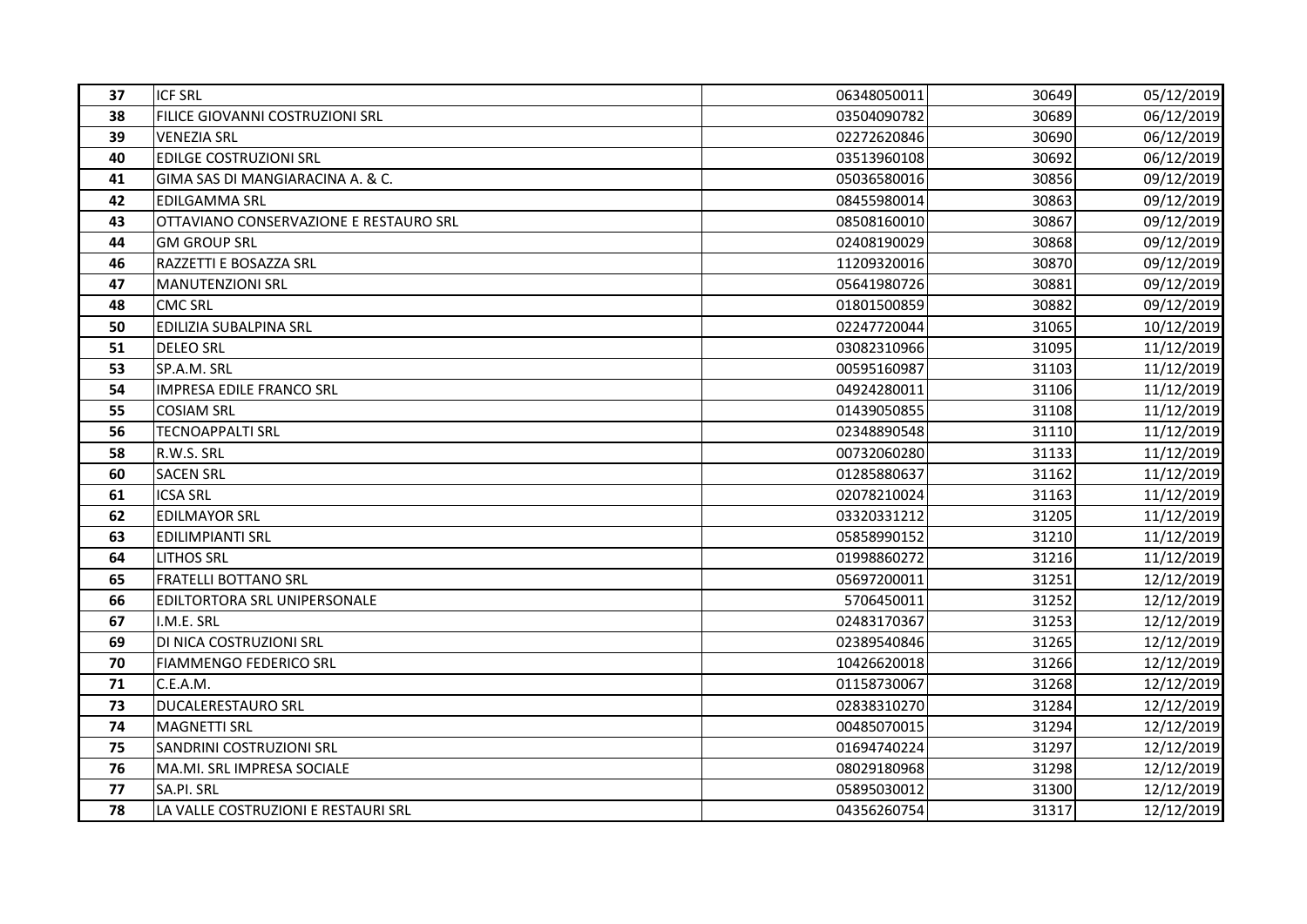| 37 | ICF SRL | 06348050011 | 30649 | 05/12/2019 |
|---|---|---|---|---|
| 38 | FILICE GIOVANNI COSTRUZIONI SRL | 03504090782 | 30689 | 06/12/2019 |
| 39 | VENEZIA SRL | 02272620846 | 30690 | 06/12/2019 |
| 40 | EDILGE COSTRUZIONI SRL | 03513960108 | 30692 | 06/12/2019 |
| 41 | GIMA SAS DI MANGIARACINA A. & C. | 05036580016 | 30856 | 09/12/2019 |
| 42 | EDILGAMMA SRL | 08455980014 | 30863 | 09/12/2019 |
| 43 | OTTAVIANO CONSERVAZIONE E RESTAURO SRL | 08508160010 | 30867 | 09/12/2019 |
| 44 | GM GROUP SRL | 02408190029 | 30868 | 09/12/2019 |
| 46 | RAZZETTI E BOSAZZA SRL | 11209320016 | 30870 | 09/12/2019 |
| 47 | MANUTENZIONI SRL | 05641980726 | 30881 | 09/12/2019 |
| 48 | CMC SRL | 01801500859 | 30882 | 09/12/2019 |
| 50 | EDILIZIA SUBALPINA SRL | 02247720044 | 31065 | 10/12/2019 |
| 51 | DELEO SRL | 03082310966 | 31095 | 11/12/2019 |
| 53 | SP.A.M. SRL | 00595160987 | 31103 | 11/12/2019 |
| 54 | IMPRESA EDILE FRANCO SRL | 04924280011 | 31106 | 11/12/2019 |
| 55 | COSIAM SRL | 01439050855 | 31108 | 11/12/2019 |
| 56 | TECNOAPPALTI SRL | 02348890548 | 31110 | 11/12/2019 |
| 58 | R.W.S. SRL | 00732060280 | 31133 | 11/12/2019 |
| 60 | SACEN SRL | 01285880637 | 31162 | 11/12/2019 |
| 61 | ICSA SRL | 02078210024 | 31163 | 11/12/2019 |
| 62 | EDILMAYOR SRL | 03320331212 | 31205 | 11/12/2019 |
| 63 | EDILIMPIANTI SRL | 05858990152 | 31210 | 11/12/2019 |
| 64 | LITHOS SRL | 01998860272 | 31216 | 11/12/2019 |
| 65 | FRATELLI BOTTANO SRL | 05697200011 | 31251 | 12/12/2019 |
| 66 | EDILTORTORA SRL UNIPERSONALE | 5706450011 | 31252 | 12/12/2019 |
| 67 | I.M.E. SRL | 02483170367 | 31253 | 12/12/2019 |
| 69 | DI NICA COSTRUZIONI SRL | 02389540846 | 31265 | 12/12/2019 |
| 70 | FIAMMENGO FEDERICO SRL | 10426620018 | 31266 | 12/12/2019 |
| 71 | C.E.A.M. | 01158730067 | 31268 | 12/12/2019 |
| 73 | DUCALERESTAURO SRL | 02838310270 | 31284 | 12/12/2019 |
| 74 | MAGNETTI SRL | 00485070015 | 31294 | 12/12/2019 |
| 75 | SANDRINI COSTRUZIONI SRL | 01694740224 | 31297 | 12/12/2019 |
| 76 | MA.MI. SRL IMPRESA SOCIALE | 08029180968 | 31298 | 12/12/2019 |
| 77 | SA.PI. SRL | 05895030012 | 31300 | 12/12/2019 |
| 78 | LA VALLE COSTRUZIONI E RESTAURI SRL | 04356260754 | 31317 | 12/12/2019 |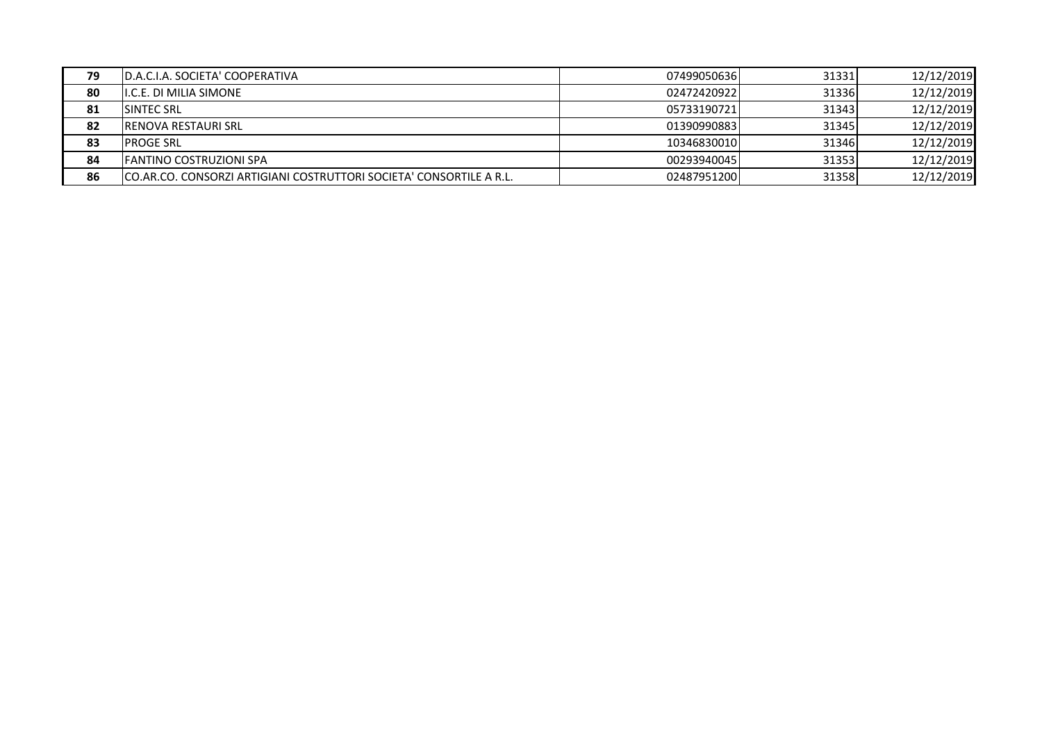| | | | | |
|---|---|---|---|---|
| **79** | D.A.C.I.A. SOCIETA' COOPERATIVA | 07499050636 | 31331 | 12/12/2019 |
| **80** | I.C.E. DI MILIA SIMONE | 02472420922 | 31336 | 12/12/2019 |
| **81** | SINTEC SRL | 05733190721 | 31343 | 12/12/2019 |
| **82** | RENOVA RESTAURI SRL | 01390990883 | 31345 | 12/12/2019 |
| **83** | PROGE SRL | 10346830010 | 31346 | 12/12/2019 |
| **84** | FANTINO COSTRUZIONI SPA | 00293940045 | 31353 | 12/12/2019 |
| **86** | CO.AR.CO. CONSORZI ARTIGIANI COSTRUTTORI SOCIETA' CONSORTILE A R.L. | 02487951200 | 31358 | 12/12/2019 |